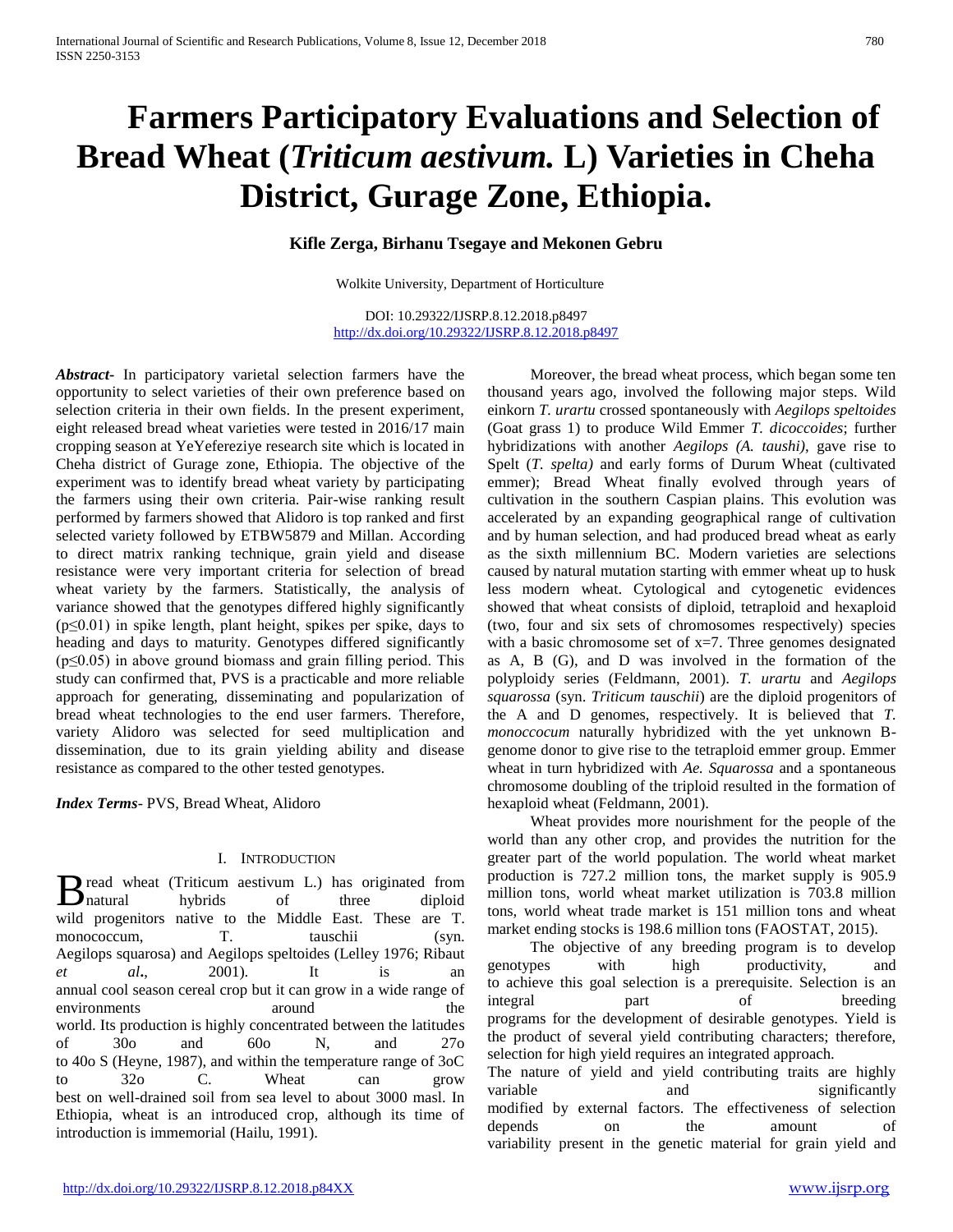# Farmers Participatory Evaluations and Selection of Bread Wheat (*Triticum aestivum.* L) Varieties in Cheha District, Gurage Zone, Ethiopia.

**Kifle Zerga, Birhanu Tsegaye and Mekonen Gebru**

Wolkite University, Department of Horticulture

DOI: 10.29322/IJSRP.8.12.2018.p8497
http://dx.doi.org/10.29322/IJSRP.8.12.2018.p8497

***Abstract-*** In participatory varietal selection farmers have the opportunity to select varieties of their own preference based on selection criteria in their own fields. In the present experiment, eight released bread wheat varieties were tested in 2016/17 main cropping season at YeYefereziye research site which is located in Cheha district of Gurage zone, Ethiopia. The objective of the experiment was to identify bread wheat variety by participating the farmers using their own criteria. Pair-wise ranking result performed by farmers showed that Alidoro is top ranked and first selected variety followed by ETBW5879 and Millan. According to direct matrix ranking technique, grain yield and disease resistance were very important criteria for selection of bread wheat variety by the farmers. Statistically, the analysis of variance showed that the genotypes differed highly significantly ($p \leq 0.01$) in spike length, plant height, spikes per spike, days to heading and days to maturity. Genotypes differed significantly ($p \leq 0.05$) in above ground biomass and grain filling period. This study can confirmed that, PVS is a practicable and more reliable approach for generating, disseminating and popularization of bread wheat technologies to the end user farmers. Therefore, variety Alidoro was selected for seed multiplication and dissemination, due to its grain yielding ability and disease resistance as compared to the other tested genotypes.

***Index Terms*-** PVS, Bread Wheat, Alidoro

## I. Introduction

Bread wheat (Triticum aestivum L.) has originated from natural hybrids of three diploid wild progenitors native to the Middle East. These are T. monococcum, T. tauschii (syn. Aegilops squarosa) and Aegilops speltoides (Lelley 1976; Ribaut *et al.*, 2001). It is an annual cool season cereal crop but it can grow in a wide range of environments around the world. Its production is highly concentrated between the latitudes of 30o and 60o N, and 27o to 40o S (Heyne, 1987), and within the temperature range of 3oC to 32o C. Wheat can grow best on well-drained soil from sea level to about 3000 masl. In Ethiopia, wheat is an introduced crop, although its time of introduction is immemorial (Hailu, 1991).

Moreover, the bread wheat process, which began some ten thousand years ago, involved the following major steps. Wild einkorn *T. urartu* crossed spontaneously with *Aegilops speltoides* (Goat grass 1) to produce Wild Emmer *T. dicoccoides*; further hybridizations with another *Aegilops (A. taushi)*, gave rise to Spelt (*T. spelta)* and early forms of Durum Wheat (cultivated emmer); Bread Wheat finally evolved through years of cultivation in the southern Caspian plains. This evolution was accelerated by an expanding geographical range of cultivation and by human selection, and had produced bread wheat as early as the sixth millennium BC. Modern varieties are selections caused by natural mutation starting with emmer wheat up to husk less modern wheat. Cytological and cytogenetic evidences showed that wheat consists of diploid, tetraploid and hexaploid (two, four and six sets of chromosomes respectively) species with a basic chromosome set of x=7. Three genomes designated as A, B (G), and D was involved in the formation of the polyploidy series (Feldmann, 2001). *T. urartu* and *Aegilops squarossa* (syn. *Triticum tauschii*) are the diploid progenitors of the A and D genomes, respectively. It is believed that *T. monoccocum* naturally hybridized with the yet unknown B-genome donor to give rise to the tetraploid emmer group. Emmer wheat in turn hybridized with *Ae. Squarossa* and a spontaneous chromosome doubling of the triploid resulted in the formation of hexaploid wheat (Feldmann, 2001).

Wheat provides more nourishment for the people of the world than any other crop, and provides the nutrition for the greater part of the world population. The world wheat market production is 727.2 million tons, the market supply is 905.9 million tons, world wheat market utilization is 703.8 million tons, world wheat trade market is 151 million tons and wheat market ending stocks is 198.6 million tons (FAOSTAT, 2015).

The objective of any breeding program is to develop genotypes with high productivity, and to achieve this goal selection is a prerequisite. Selection is an integral part of breeding programs for the development of desirable genotypes. Yield is the product of several yield contributing characters; therefore, selection for high yield requires an integrated approach.
The nature of yield and yield contributing traits are highly variable and significantly modified by external factors. The effectiveness of selection depends on the amount of variability present in the genetic material for grain yield and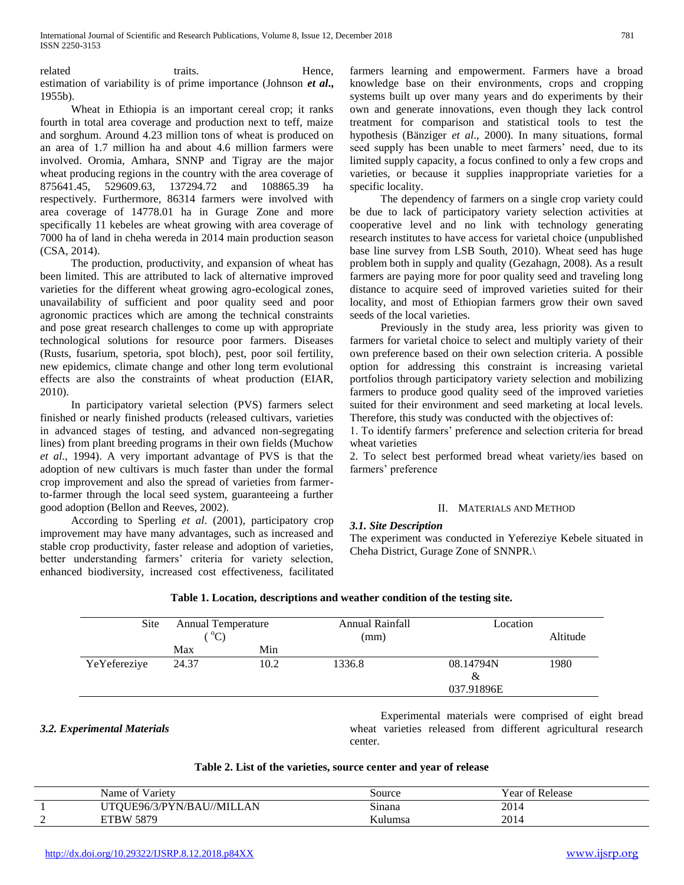related traits. Hence, estimation of variability is of prime importance (Johnson ***et al*.,** 1955b).

Wheat in Ethiopia is an important cereal crop; it ranks fourth in total area coverage and production next to teff, maize and sorghum. Around 4.23 million tons of wheat is produced on an area of 1.7 million ha and about 4.6 million farmers were involved. Oromia, Amhara, SNNP and Tigray are the major wheat producing regions in the country with the area coverage of 875641.45, 529609.63, 137294.72 and 108865.39 ha respectively. Furthermore, 86314 farmers were involved with area coverage of 14778.01 ha in Gurage Zone and more specifically 11 kebeles are wheat growing with area coverage of 7000 ha of land in cheha wereda in 2014 main production season (CSA, 2014).

The production, productivity, and expansion of wheat has been limited. This are attributed to lack of alternative improved varieties for the different wheat growing agro-ecological zones, unavailability of sufficient and poor quality seed and poor agronomic practices which are among the technical constraints and pose great research challenges to come up with appropriate technological solutions for resource poor farmers. Diseases (Rusts, fusarium, spetoria, spot bloch), pest, poor soil fertility, new epidemics, climate change and other long term evolutional effects are also the constraints of wheat production (EIAR, 2010).

In participatory varietal selection (PVS) farmers select finished or nearly finished products (released cultivars, varieties in advanced stages of testing, and advanced non-segregating lines) from plant breeding programs in their own fields (Muchow *et al*., 1994). A very important advantage of PVS is that the adoption of new cultivars is much faster than under the formal crop improvement and also the spread of varieties from farmer-to-farmer through the local seed system, guaranteeing a further good adoption (Bellon and Reeves, 2002).

According to Sperling *et al*. (2001), participatory crop improvement may have many advantages, such as increased and stable crop productivity, faster release and adoption of varieties, better understanding farmers' criteria for variety selection, enhanced biodiversity, increased cost effectiveness, facilitated farmers learning and empowerment. Farmers have a broad knowledge base on their environments, crops and cropping systems built up over many years and do experiments by their own and generate innovations, even though they lack control treatment for comparison and statistical tools to test the hypothesis (Bänziger *et al*., 2000). In many situations, formal seed supply has been unable to meet farmers' need, due to its limited supply capacity, a focus confined to only a few crops and varieties, or because it supplies inappropriate varieties for a specific locality.

The dependency of farmers on a single crop variety could be due to lack of participatory variety selection activities at cooperative level and no link with technology generating research institutes to have access for varietal choice (unpublished base line survey from LSB South, 2010). Wheat seed has huge problem both in supply and quality (Gezahagn, 2008). As a result farmers are paying more for poor quality seed and traveling long distance to acquire seed of improved varieties suited for their locality, and most of Ethiopian farmers grow their own saved seeds of the local varieties.

Previously in the study area, less priority was given to farmers for varietal choice to select and multiply variety of their own preference based on their own selection criteria. A possible option for addressing this constraint is increasing varietal portfolios through participatory variety selection and mobilizing farmers to produce good quality seed of the improved varieties suited for their environment and seed marketing at local levels. Therefore, this study was conducted with the objectives of:

1. To identify farmers' preference and selection criteria for bread wheat varieties
2. To select best performed bread wheat variety/ies based on farmers' preference

## II. Materials and Method

### *3.1. Site Description*

The experiment was conducted in Yefereziye Kebele situated in Cheha District, Gurage Zone of SNNPR.\

**Table 1. Location, descriptions and weather condition of the testing site.**

| Site | Annual Temperature ($^{o}$C) | | Annual Rainfall (mm) | Location | Altitude |
|---|---|---|---|---|---|
| | Max | Min | | | |
| YeYefereziye | 24.37 | 10.2 | 1336.8 | 08.14794N & 037.91896E | 1980 |

### *3.2. Experimental Materials*

Experimental materials were comprised of eight bread wheat varieties released from different agricultural research center.

**Table 2. List of the varieties, source center and year of release**

| | Name of Variety | Source | Year of Release |
|---|---|---|---|
| 1 | UTQUE96/3/PYN/BAU//MILLAN | Sinana | 2014 |
| 2 | ETBW 5879 | Kulumsa | 2014 |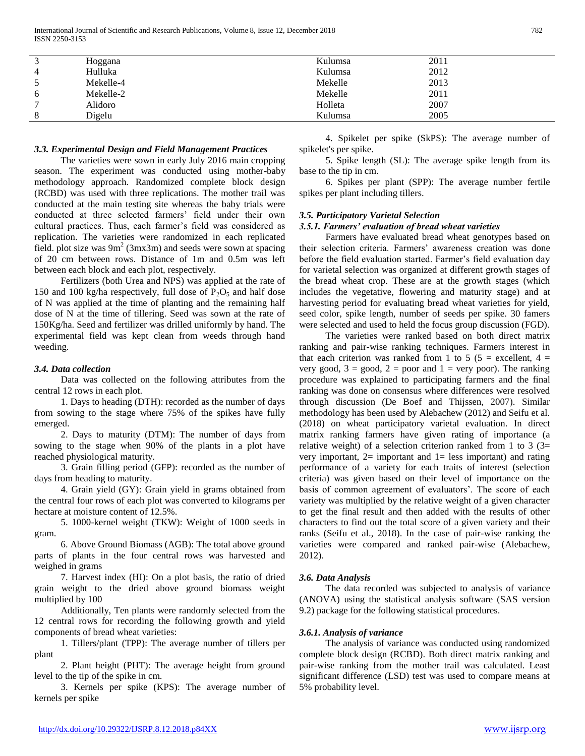| 3 | Hoggana | Kulumsa | 2011 |
|---|---|---|---|
| 4 | Hulluka | Kulumsa | 2012 |
| 5 | Mekelle-4 | Mekelle | 2013 |
| 6 | Mekelle-2 | Mekelle | 2011 |
| 7 | Alidoro | Holleta | 2007 |
| 8 | Digelu | Kulumsa | 2005 |

### *3.3. Experimental Design and Field Management Practices*

The varieties were sown in early July 2016 main cropping season. The experiment was conducted using mother-baby methodology approach. Randomized complete block design (RCBD) was used with three replications. The mother trail was conducted at the main testing site whereas the baby trials were conducted at three selected farmers' field under their own cultural practices. Thus, each farmer's field was considered as replication. The varieties were randomized in each replicated field. plot size was $9m^2$ (3mx3m) and seeds were sown at spacing of 20 cm between rows. Distance of 1m and 0.5m was left between each block and each plot, respectively.

Fertilizers (both Urea and NPS) was applied at the rate of 150 and 100 kg/ha respectively, full dose of $P_2O_5$ and half dose of N was applied at the time of planting and the remaining half dose of N at the time of tillering. Seed was sown at the rate of 150Kg/ha. Seed and fertilizer was drilled uniformly by hand. The experimental field was kept clean from weeds through hand weeding.

### *3.4. Data collection*

Data was collected on the following attributes from the central 12 rows in each plot.

1. Days to heading (DTH): recorded as the number of days from sowing to the stage where 75% of the spikes have fully emerged.

2. Days to maturity (DTM): The number of days from sowing to the stage when 90% of the plants in a plot have reached physiological maturity.

3. Grain filling period (GFP): recorded as the number of days from heading to maturity.

4. Grain yield (GY): Grain yield in grams obtained from the central four rows of each plot was converted to kilograms per hectare at moisture content of 12.5%.

5. 1000-kernel weight (TKW): Weight of 1000 seeds in gram.

6. Above Ground Biomass (AGB): The total above ground parts of plants in the four central rows was harvested and weighed in grams

7. Harvest index (HI): On a plot basis, the ratio of dried grain weight to the dried above ground biomass weight multiplied by 100

Additionally, Ten plants were randomly selected from the 12 central rows for recording the following growth and yield components of bread wheat varieties:

1. Tillers/plant (TPP): The average number of tillers per plant

2. Plant height (PHT): The average height from ground level to the tip of the spike in cm.

3. Kernels per spike (KPS): The average number of kernels per spike

4. Spikelet per spike (SkPS): The average number of spikelet's per spike.

5. Spike length (SL): The average spike length from its base to the tip in cm.

6. Spikes per plant (SPP): The average number fertile spikes per plant including tillers.

### *3.5. Participatory Varietal Selection*

#### *3.5.1. Farmers' evaluation of bread wheat varieties*

Farmers have evaluated bread wheat genotypes based on their selection criteria. Farmers' awareness creation was done before the field evaluation started. Farmer's field evaluation day for varietal selection was organized at different growth stages of the bread wheat crop. These are at the growth stages (which includes the vegetative, flowering and maturity stage) and at harvesting period for evaluating bread wheat varieties for yield, seed color, spike length, number of seeds per spike. 30 famers were selected and used to held the focus group discussion (FGD).

The varieties were ranked based on both direct matrix ranking and pair-wise ranking techniques. Farmers interest in that each criterion was ranked from 1 to 5 (5 = excellent, 4 = very good, 3 = good, 2 = poor and 1 = very poor). The ranking procedure was explained to participating farmers and the final ranking was done on consensus where differences were resolved through discussion (De Boef and Thijssen, 2007). Similar methodology has been used by Alebachew (2012) and Seifu et al. (2018) on wheat participatory varietal evaluation. In direct matrix ranking farmers have given rating of importance (a relative weight) of a selection criterion ranked from 1 to 3 (3= very important, 2= important and 1= less important) and rating performance of a variety for each traits of interest (selection criteria) was given based on their level of importance on the basis of common agreement of evaluators'. The score of each variety was multiplied by the relative weight of a given character to get the final result and then added with the results of other characters to find out the total score of a given variety and their ranks (Seifu et al., 2018). In the case of pair-wise ranking the varieties were compared and ranked pair-wise (Alebachew, 2012).

### *3.6. Data Analysis*

The data recorded was subjected to analysis of variance (ANOVA) using the statistical analysis software (SAS version 9.2) package for the following statistical procedures.

#### *3.6.1. Analysis of variance*

The analysis of variance was conducted using randomized complete block design (RCBD). Both direct matrix ranking and pair-wise ranking from the mother trail was calculated. Least significant difference (LSD) test was used to compare means at 5% probability level.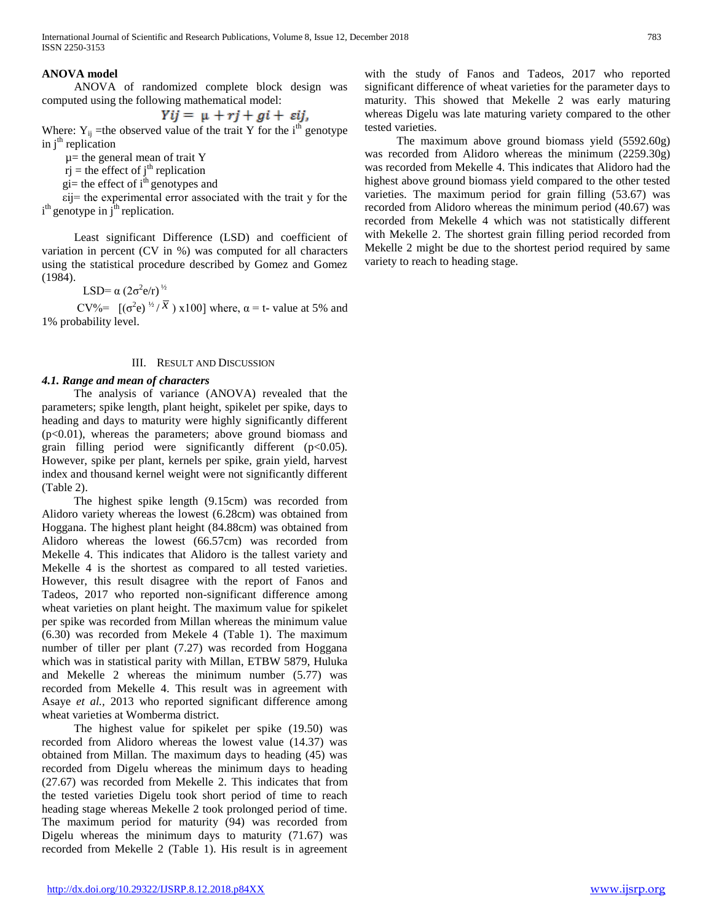**ANOVA model**

ANOVA of randomized complete block design was computed using the following mathematical model:

$$Yij = \mu + rj + gi + \varepsilon ij,$$

Where: $Y_{ij}$ =the observed value of the trait Y for the $i^{th}$ genotype in $j^{th}$ replication

μ= the general mean of trait Y

rj = the effect of $j^{th}$ replication

gi= the effect of $i^{th}$ genotypes and

εij= the experimental error associated with the trait y for the $i^{th}$ genotype in $j^{th}$ replication.

Least significant Difference (LSD) and coefficient of variation in percent (CV in %) was computed for all characters using the statistical procedure described by Gomez and Gomez (1984).

$LSD = \alpha\, (2\sigma^2 e/r)^{1/2}$

$CV\% = [(\sigma^2 e)^{1/2} / \bar{X}\,)\, x100]$ where, α = t- value at 5% and 1% probability level.

## III. Result and Discussion

### *4.1. Range and mean of characters*

The analysis of variance (ANOVA) revealed that the parameters; spike length, plant height, spikelet per spike, days to heading and days to maturity were highly significantly different ($p<0.01$), whereas the parameters; above ground biomass and grain filling period were significantly different ($p<0.05$). However, spike per plant, kernels per spike, grain yield, harvest index and thousand kernel weight were not significantly different (Table 2).

The highest spike length (9.15cm) was recorded from Alidoro variety whereas the lowest (6.28cm) was obtained from Hoggana. The highest plant height (84.88cm) was obtained from Alidoro whereas the lowest (66.57cm) was recorded from Mekelle 4. This indicates that Alidoro is the tallest variety and Mekelle 4 is the shortest as compared to all tested varieties. However, this result disagree with the report of Fanos and Tadeos, 2017 who reported non-significant difference among wheat varieties on plant height. The maximum value for spikelet per spike was recorded from Millan whereas the minimum value (6.30) was recorded from Mekele 4 (Table 1). The maximum number of tiller per plant (7.27) was recorded from Hoggana which was in statistical parity with Millan, ETBW 5879, Huluka and Mekelle 2 whereas the minimum number (5.77) was recorded from Mekelle 4. This result was in agreement with Asaye *et al.,* 2013 who reported significant difference among wheat varieties at Womberma district.

The highest value for spikelet per spike (19.50) was recorded from Alidoro whereas the lowest value (14.37) was obtained from Millan. The maximum days to heading (45) was recorded from Digelu whereas the minimum days to heading (27.67) was recorded from Mekelle 2. This indicates that from the tested varieties Digelu took short period of time to reach heading stage whereas Mekelle 2 took prolonged period of time. The maximum period for maturity (94) was recorded from Digelu whereas the minimum days to maturity (71.67) was recorded from Mekelle 2 (Table 1). His result is in agreement with the study of Fanos and Tadeos, 2017 who reported significant difference of wheat varieties for the parameter days to maturity. This showed that Mekelle 2 was early maturing whereas Digelu was late maturing variety compared to the other tested varieties.

The maximum above ground biomass yield (5592.60g) was recorded from Alidoro whereas the minimum (2259.30g) was recorded from Mekelle 4. This indicates that Alidoro had the highest above ground biomass yield compared to the other tested varieties. The maximum period for grain filling (53.67) was recorded from Alidoro whereas the minimum period (40.67) was recorded from Mekelle 4 which was not statistically different with Mekelle 2. The shortest grain filling period recorded from Mekelle 2 might be due to the shortest period required by same variety to reach to heading stage.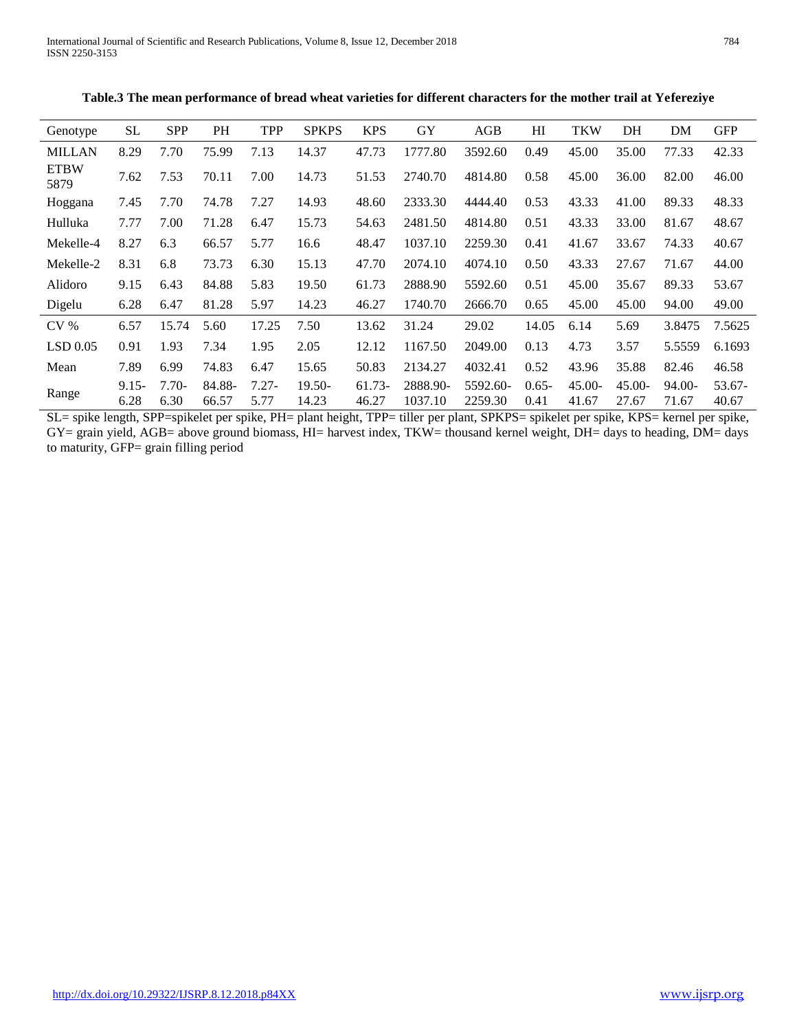**Table.3 The mean performance of bread wheat varieties for different characters for the mother trail at Yefereziye**

| Genotype | SL | SPP | PH | TPP | SPKPS | KPS | GY | AGB | HI | TKW | DH | DM | GFP |
|---|---|---|---|---|---|---|---|---|---|---|---|---|---|
| MILLAN | 8.29 | 7.70 | 75.99 | 7.13 | 14.37 | 47.73 | 1777.80 | 3592.60 | 0.49 | 45.00 | 35.00 | 77.33 | 42.33 |
| ETBW 5879 | 7.62 | 7.53 | 70.11 | 7.00 | 14.73 | 51.53 | 2740.70 | 4814.80 | 0.58 | 45.00 | 36.00 | 82.00 | 46.00 |
| Hoggana | 7.45 | 7.70 | 74.78 | 7.27 | 14.93 | 48.60 | 2333.30 | 4444.40 | 0.53 | 43.33 | 41.00 | 89.33 | 48.33 |
| Hulluka | 7.77 | 7.00 | 71.28 | 6.47 | 15.73 | 54.63 | 2481.50 | 4814.80 | 0.51 | 43.33 | 33.00 | 81.67 | 48.67 |
| Mekelle-4 | 8.27 | 6.3 | 66.57 | 5.77 | 16.6 | 48.47 | 1037.10 | 2259.30 | 0.41 | 41.67 | 33.67 | 74.33 | 40.67 |
| Mekelle-2 | 8.31 | 6.8 | 73.73 | 6.30 | 15.13 | 47.70 | 2074.10 | 4074.10 | 0.50 | 43.33 | 27.67 | 71.67 | 44.00 |
| Alidoro | 9.15 | 6.43 | 84.88 | 5.83 | 19.50 | 61.73 | 2888.90 | 5592.60 | 0.51 | 45.00 | 35.67 | 89.33 | 53.67 |
| Digelu | 6.28 | 6.47 | 81.28 | 5.97 | 14.23 | 46.27 | 1740.70 | 2666.70 | 0.65 | 45.00 | 45.00 | 94.00 | 49.00 |
| CV % | 6.57 | 15.74 | 5.60 | 17.25 | 7.50 | 13.62 | 31.24 | 29.02 | 14.05 | 6.14 | 5.69 | 3.8475 | 7.5625 |
| LSD 0.05 | 0.91 | 1.93 | 7.34 | 1.95 | 2.05 | 12.12 | 1167.50 | 2049.00 | 0.13 | 4.73 | 3.57 | 5.5559 | 6.1693 |
| Mean | 7.89 | 6.99 | 74.83 | 6.47 | 15.65 | 50.83 | 2134.27 | 4032.41 | 0.52 | 43.96 | 35.88 | 82.46 | 46.58 |
| Range | 9.15-6.28 | 7.70-6.30 | 84.88-66.57 | 7.27-5.77 | 19.50-14.23 | 61.73-46.27 | 2888.90-1037.10 | 5592.60-2259.30 | 0.65-0.41 | 45.00-41.67 | 45.00-27.67 | 94.00-71.67 | 53.67-40.67 |

SL= spike length, SPP=spikelet per spike, PH= plant height, TPP= tiller per plant, SPKPS= spikelet per spike, KPS= kernel per spike, GY= grain yield, AGB= above ground biomass, HI= harvest index, TKW= thousand kernel weight, DH= days to heading, DM= days to maturity, GFP= grain filling period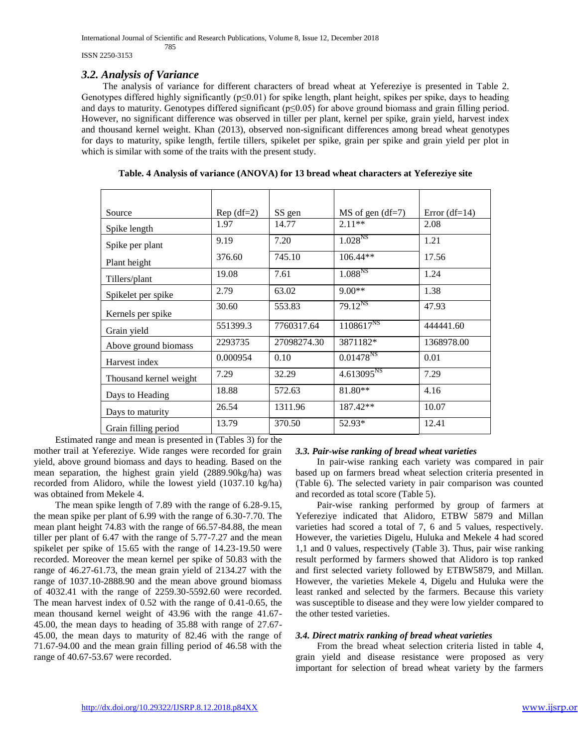### *3.2. Analysis of Variance*

The analysis of variance for different characters of bread wheat at Yefereziye is presented in Table 2. Genotypes differed highly significantly ($p \leq 0.01$) for spike length, plant height, spikes per spike, days to heading and days to maturity. Genotypes differed significant ($p \leq 0.05$) for above ground biomass and grain filling period. However, no significant difference was observed in tiller per plant, kernel per spike, grain yield, harvest index and thousand kernel weight. Khan (2013), observed non-significant differences among bread wheat genotypes for days to maturity, spike length, fertile tillers, spikelet per spike, grain per spike and grain yield per plot in which is similar with some of the traits with the present study.

**Table. 4 Analysis of variance (ANOVA) for 13 bread wheat characters at Yefereziye site**

| Source | Rep (df=2) | SS gen | MS of gen (df=7) | Error (df=14) |
|---|---|---|---|---|
| Spike length | 1.97 | 14.77 | 2.11** | 2.08 |
| Spike per plant | 9.19 | 7.20 | $1.028^{NS}$ | 1.21 |
| Plant height | 376.60 | 745.10 | 106.44** | 17.56 |
| Tillers/plant | 19.08 | 7.61 | $1.088^{NS}$ | 1.24 |
| Spikelet per spike | 2.79 | 63.02 | 9.00** | 1.38 |
| Kernels per spike | 30.60 | 553.83 | $79.12^{NS}$ | 47.93 |
| Grain yield | 551399.3 | 7760317.64 | $1108617^{NS}$ | 444441.60 |
| Above ground biomass | 2293735 | 27098274.30 | 3871182* | 1368978.00 |
| Harvest index | 0.000954 | 0.10 | $0.01478^{NS}$ | 0.01 |
| Thousand kernel weight | 7.29 | 32.29 | $4.613095^{NS}$ | 7.29 |
| Days to Heading | 18.88 | 572.63 | 81.80** | 4.16 |
| Days to maturity | 26.54 | 1311.96 | 187.42** | 10.07 |
| Grain filling period | 13.79 | 370.50 | 52.93* | 12.41 |

Estimated range and mean is presented in (Tables 3) for the mother trail at Yefereziye. Wide ranges were recorded for grain yield, above ground biomass and days to heading. Based on the mean separation, the highest grain yield (2889.90kg/ha) was recorded from Alidoro, while the lowest yield (1037.10 kg/ha) was obtained from Mekele 4.

The mean spike length of 7.89 with the range of 6.28-9.15, the mean spike per plant of 6.99 with the range of 6.30-7.70. The mean plant height 74.83 with the range of 66.57-84.88, the mean tiller per plant of 6.47 with the range of 5.77-7.27 and the mean spikelet per spike of 15.65 with the range of 14.23-19.50 were recorded. Moreover the mean kernel per spike of 50.83 with the range of 46.27-61.73, the mean grain yield of 2134.27 with the range of 1037.10-2888.90 and the mean above ground biomass of 4032.41 with the range of 2259.30-5592.60 were recorded. The mean harvest index of 0.52 with the range of 0.41-0.65, the mean thousand kernel weight of 43.96 with the range 41.67-45.00, the mean days to heading of 35.88 with range of 27.67-45.00, the mean days to maturity of 82.46 with the range of 71.67-94.00 and the mean grain filling period of 46.58 with the range of 40.67-53.67 were recorded.

### *3.3. Pair-wise ranking of bread wheat varieties*

In pair-wise ranking each variety was compared in pair based up on farmers bread wheat selection criteria presented in (Table 6). The selected variety in pair comparison was counted and recorded as total score (Table 5).

Pair-wise ranking performed by group of farmers at Yefereziye indicated that Alidoro, ETBW 5879 and Millan varieties had scored a total of 7, 6 and 5 values, respectively. However, the varieties Digelu, Huluka and Mekele 4 had scored 1,1 and 0 values, respectively (Table 3). Thus, pair wise ranking result performed by farmers showed that Alidoro is top ranked and first selected variety followed by ETBW5879, and Millan. However, the varieties Mekele 4, Digelu and Huluka were the least ranked and selected by the farmers. Because this variety was susceptible to disease and they were low yielder compared to the other tested varieties.

### *3.4. Direct matrix ranking of bread wheat varieties*

From the bread wheat selection criteria listed in table 4, grain yield and disease resistance were proposed as very important for selection of bread wheat variety by the farmers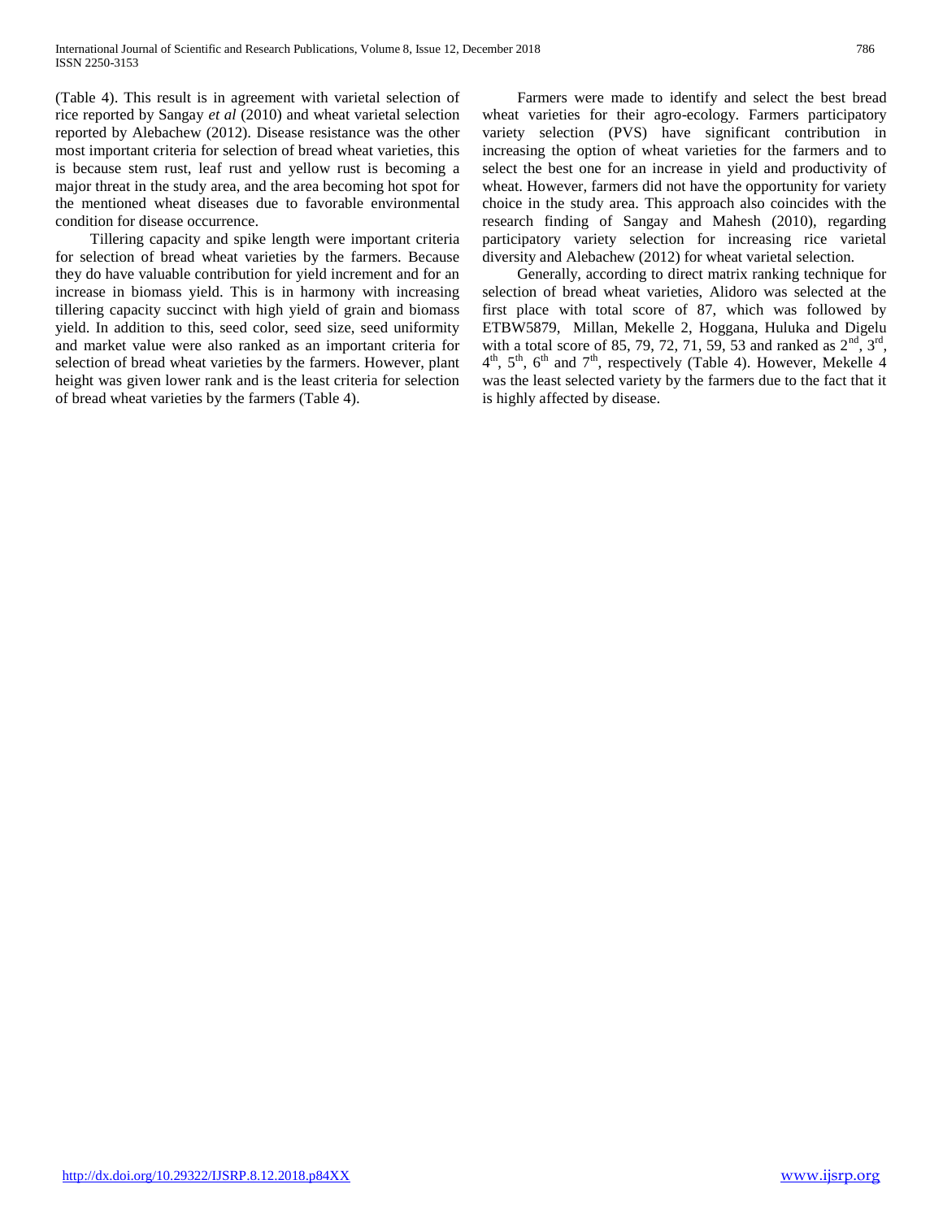(Table 4). This result is in agreement with varietal selection of rice reported by Sangay *et al* (2010) and wheat varietal selection reported by Alebachew (2012). Disease resistance was the other most important criteria for selection of bread wheat varieties, this is because stem rust, leaf rust and yellow rust is becoming a major threat in the study area, and the area becoming hot spot for the mentioned wheat diseases due to favorable environmental condition for disease occurrence.

Tillering capacity and spike length were important criteria for selection of bread wheat varieties by the farmers. Because they do have valuable contribution for yield increment and for an increase in biomass yield. This is in harmony with increasing tillering capacity succinct with high yield of grain and biomass yield. In addition to this, seed color, seed size, seed uniformity and market value were also ranked as an important criteria for selection of bread wheat varieties by the farmers. However, plant height was given lower rank and is the least criteria for selection of bread wheat varieties by the farmers (Table 4).

Farmers were made to identify and select the best bread wheat varieties for their agro-ecology. Farmers participatory variety selection (PVS) have significant contribution in increasing the option of wheat varieties for the farmers and to select the best one for an increase in yield and productivity of wheat. However, farmers did not have the opportunity for variety choice in the study area. This approach also coincides with the research finding of Sangay and Mahesh (2010), regarding participatory variety selection for increasing rice varietal diversity and Alebachew (2012) for wheat varietal selection.

Generally, according to direct matrix ranking technique for selection of bread wheat varieties, Alidoro was selected at the first place with total score of 87, which was followed by ETBW5879, Millan, Mekelle 2, Hoggana, Huluka and Digelu with a total score of 85, 79, 72, 71, 59, 53 and ranked as 2nd, 3rd, 4th, 5th, 6th and 7th, respectively (Table 4). However, Mekelle 4 was the least selected variety by the farmers due to the fact that it is highly affected by disease.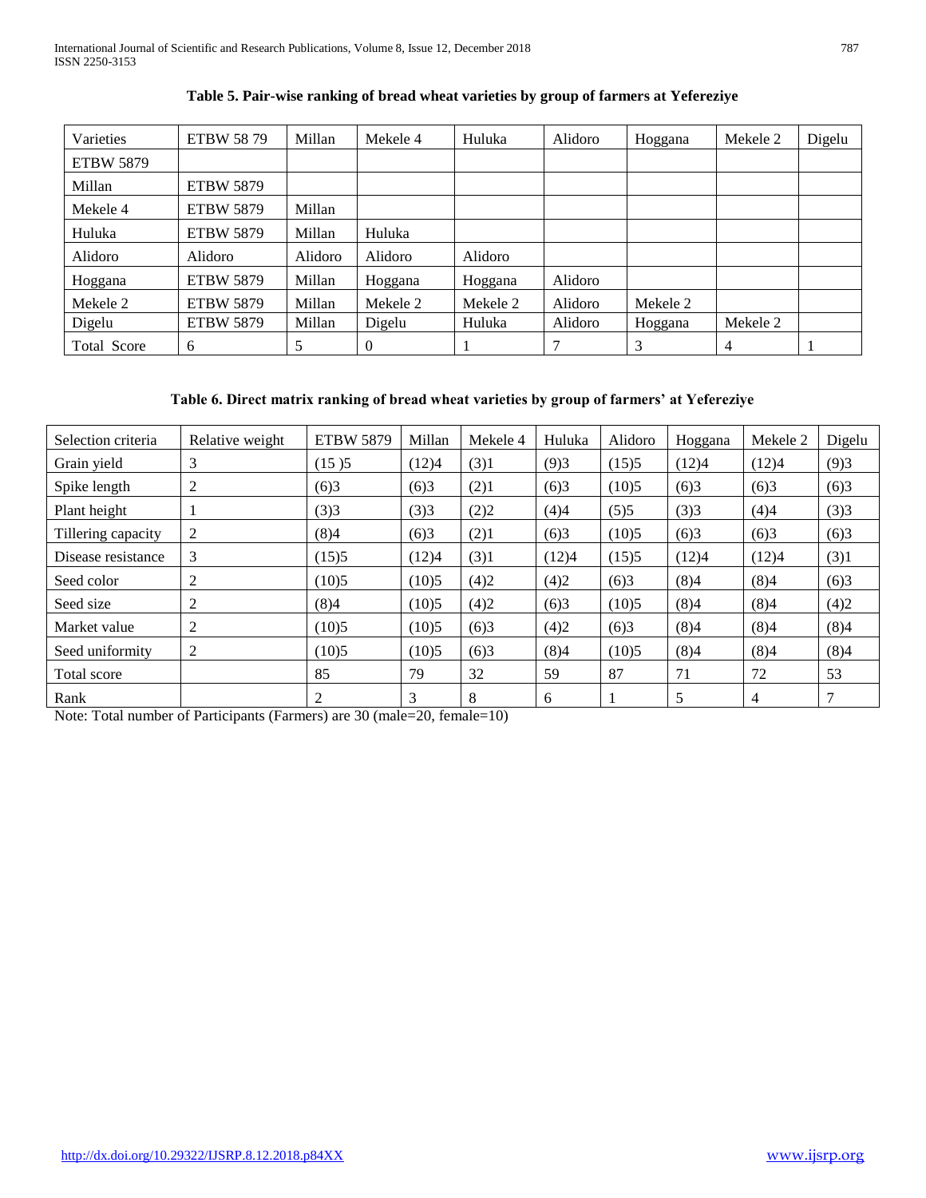**Table 5. Pair-wise ranking of bread wheat varieties by group of farmers at Yefereziye**

| Varieties | ETBW 58 79 | Millan | Mekele 4 | Huluka | Alidoro | Hoggana | Mekele 2 | Digelu |
|---|---|---|---|---|---|---|---|---|
| ETBW 5879 | | | | | | | | |
| Millan | ETBW 5879 | | | | | | | |
| Mekele 4 | ETBW 5879 | Millan | | | | | | |
| Huluka | ETBW 5879 | Millan | Huluka | | | | | |
| Alidoro | Alidoro | Alidoro | Alidoro | Alidoro | | | | |
| Hoggana | ETBW 5879 | Millan | Hoggana | Hoggana | Alidoro | | | |
| Mekele 2 | ETBW 5879 | Millan | Mekele 2 | Mekele 2 | Alidoro | Mekele 2 | | |
| Digelu | ETBW 5879 | Millan | Digelu | Huluka | Alidoro | Hoggana | Mekele 2 | |
| Total Score | 6 | 5 | 0 | 1 | 7 | 3 | 4 | 1 |

**Table 6. Direct matrix ranking of bread wheat varieties by group of farmers' at Yefereziye**

| Selection criteria | Relative weight | ETBW 5879 | Millan | Mekele 4 | Huluka | Alidoro | Hoggana | Mekele 2 | Digelu |
|---|---|---|---|---|---|---|---|---|---|
| Grain yield | 3 | (15 )5 | (12)4 | (3)1 | (9)3 | (15)5 | (12)4 | (12)4 | (9)3 |
| Spike length | 2 | (6)3 | (6)3 | (2)1 | (6)3 | (10)5 | (6)3 | (6)3 | (6)3 |
| Plant height | 1 | (3)3 | (3)3 | (2)2 | (4)4 | (5)5 | (3)3 | (4)4 | (3)3 |
| Tillering capacity | 2 | (8)4 | (6)3 | (2)1 | (6)3 | (10)5 | (6)3 | (6)3 | (6)3 |
| Disease resistance | 3 | (15)5 | (12)4 | (3)1 | (12)4 | (15)5 | (12)4 | (12)4 | (3)1 |
| Seed color | 2 | (10)5 | (10)5 | (4)2 | (4)2 | (6)3 | (8)4 | (8)4 | (6)3 |
| Seed size | 2 | (8)4 | (10)5 | (4)2 | (6)3 | (10)5 | (8)4 | (8)4 | (4)2 |
| Market value | 2 | (10)5 | (10)5 | (6)3 | (4)2 | (6)3 | (8)4 | (8)4 | (8)4 |
| Seed uniformity | 2 | (10)5 | (10)5 | (6)3 | (8)4 | (10)5 | (8)4 | (8)4 | (8)4 |
| Total score | | 85 | 79 | 32 | 59 | 87 | 71 | 72 | 53 |
| Rank | | 2 | 3 | 8 | 6 | 1 | 5 | 4 | 7 |

Note: Total number of Participants (Farmers) are 30 (male=20, female=10)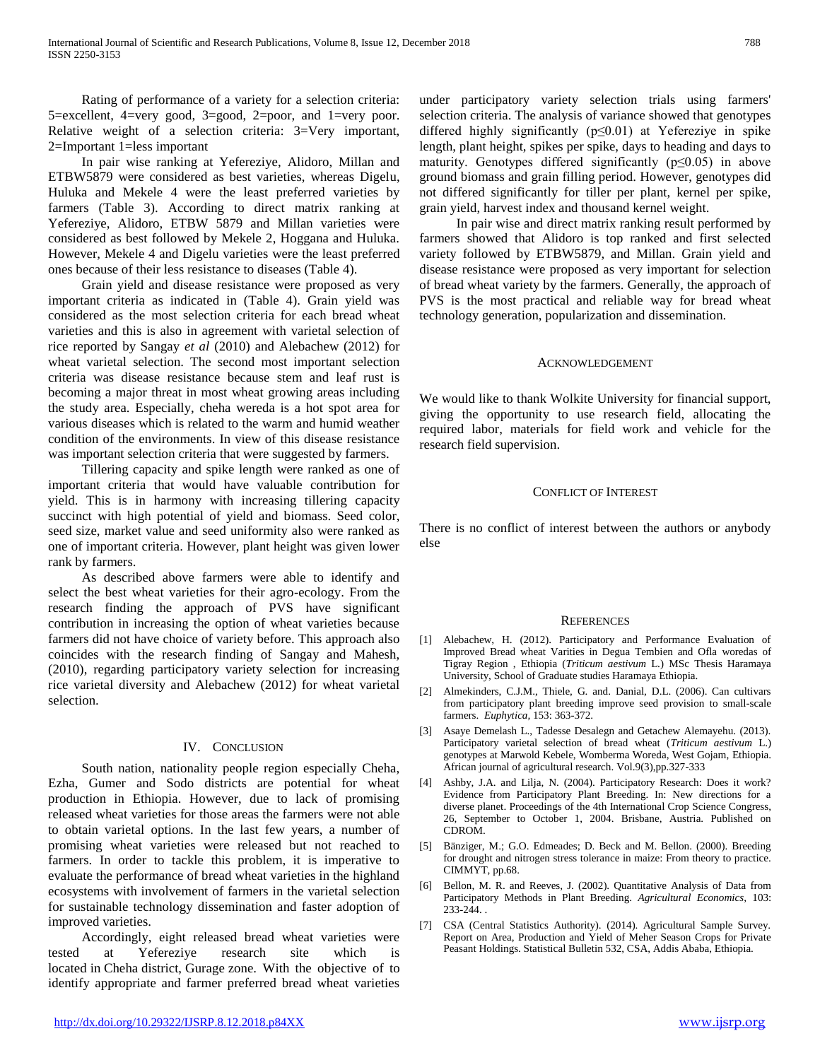Rating of performance of a variety for a selection criteria: 5=excellent, 4=very good, 3=good, 2=poor, and 1=very poor. Relative weight of a selection criteria: 3=Very important, 2=Important 1=less important

In pair wise ranking at Yefereziye, Alidoro, Millan and ETBW5879 were considered as best varieties, whereas Digelu, Huluka and Mekele 4 were the least preferred varieties by farmers (Table 3). According to direct matrix ranking at Yefereziye, Alidoro, ETBW 5879 and Millan varieties were considered as best followed by Mekele 2, Hoggana and Huluka. However, Mekele 4 and Digelu varieties were the least preferred ones because of their less resistance to diseases (Table 4).

Grain yield and disease resistance were proposed as very important criteria as indicated in (Table 4). Grain yield was considered as the most selection criteria for each bread wheat varieties and this is also in agreement with varietal selection of rice reported by Sangay *et al* (2010) and Alebachew (2012) for wheat varietal selection. The second most important selection criteria was disease resistance because stem and leaf rust is becoming a major threat in most wheat growing areas including the study area. Especially, cheha wereda is a hot spot area for various diseases which is related to the warm and humid weather condition of the environments. In view of this disease resistance was important selection criteria that were suggested by farmers.

Tillering capacity and spike length were ranked as one of important criteria that would have valuable contribution for yield. This is in harmony with increasing tillering capacity succinct with high potential of yield and biomass. Seed color, seed size, market value and seed uniformity also were ranked as one of important criteria. However, plant height was given lower rank by farmers.

As described above farmers were able to identify and select the best wheat varieties for their agro-ecology. From the research finding the approach of PVS have significant contribution in increasing the option of wheat varieties because farmers did not have choice of variety before. This approach also coincides with the research finding of Sangay and Mahesh, (2010), regarding participatory variety selection for increasing rice varietal diversity and Alebachew (2012) for wheat varietal selection.

## IV. Conclusion

South nation, nationality people region especially Cheha, Ezha, Gumer and Sodo districts are potential for wheat production in Ethiopia. However, due to lack of promising released wheat varieties for those areas the farmers were not able to obtain varietal options. In the last few years, a number of promising wheat varieties were released but not reached to farmers. In order to tackle this problem, it is imperative to evaluate the performance of bread wheat varieties in the highland ecosystems with involvement of farmers in the varietal selection for sustainable technology dissemination and faster adoption of improved varieties.

Accordingly, eight released bread wheat varieties were tested at Yefereziye research site which is located in Cheha district, Gurage zone. With the objective of to identify appropriate and farmer preferred bread wheat varieties under participatory variety selection trials using farmers' selection criteria. The analysis of variance showed that genotypes differed highly significantly ($p \leq 0.01$) at Yefereziye in spike length, plant height, spikes per spike, days to heading and days to maturity. Genotypes differed significantly ($p \leq 0.05$) in above ground biomass and grain filling period. However, genotypes did not differed significantly for tiller per plant, kernel per spike, grain yield, harvest index and thousand kernel weight.

In pair wise and direct matrix ranking result performed by farmers showed that Alidoro is top ranked and first selected variety followed by ETBW5879, and Millan. Grain yield and disease resistance were proposed as very important for selection of bread wheat variety by the farmers. Generally, the approach of PVS is the most practical and reliable way for bread wheat technology generation, popularization and dissemination.

## Acknowledgement

We would like to thank Wolkite University for financial support, giving the opportunity to use research field, allocating the required labor, materials for field work and vehicle for the research field supervision.

## Conflict of Interest

There is no conflict of interest between the authors or anybody else

## References

[1] Alebachew, H. (2012). Participatory and Performance Evaluation of Improved Bread wheat Varities in Degua Tembien and Ofla woredas of Tigray Region , Ethiopia (*Triticum aestivum* L.) MSc Thesis Haramaya University, School of Graduate studies Haramaya Ethiopia.

[2] Almekinders, C.J.M., Thiele, G. and. Danial, D.L. (2006). Can cultivars from participatory plant breeding improve seed provision to small-scale farmers. *Euphytica,* 153: 363-372.

[3] Asaye Demelash L., Tadesse Desalegn and Getachew Alemayehu. (2013). Participatory varietal selection of bread wheat (*Triticum aestivum* L.) genotypes at Marwold Kebele, Womberma Woreda, West Gojam, Ethiopia. African journal of agricultural research. Vol.9(3),pp.327-333

[4] Ashby, J.A. and Lilja, N. (2004). Participatory Research: Does it work? Evidence from Participatory Plant Breeding. In: New directions for a diverse planet. Proceedings of the 4th International Crop Science Congress, 26, September to October 1, 2004. Brisbane, Austria. Published on CDROM.

[5] Bänziger, M.; G.O. Edmeades; D. Beck and M. Bellon. (2000). Breeding for drought and nitrogen stress tolerance in maize: From theory to practice. CIMMYT, pp.68.

[6] Bellon, M. R. and Reeves, J. (2002). Quantitative Analysis of Data from Participatory Methods in Plant Breeding. *Agricultural Economics,* 103: 233-244. .

[7] CSA (Central Statistics Authority). (2014). Agricultural Sample Survey. Report on Area, Production and Yield of Meher Season Crops for Private Peasant Holdings. Statistical Bulletin 532, CSA, Addis Ababa, Ethiopia.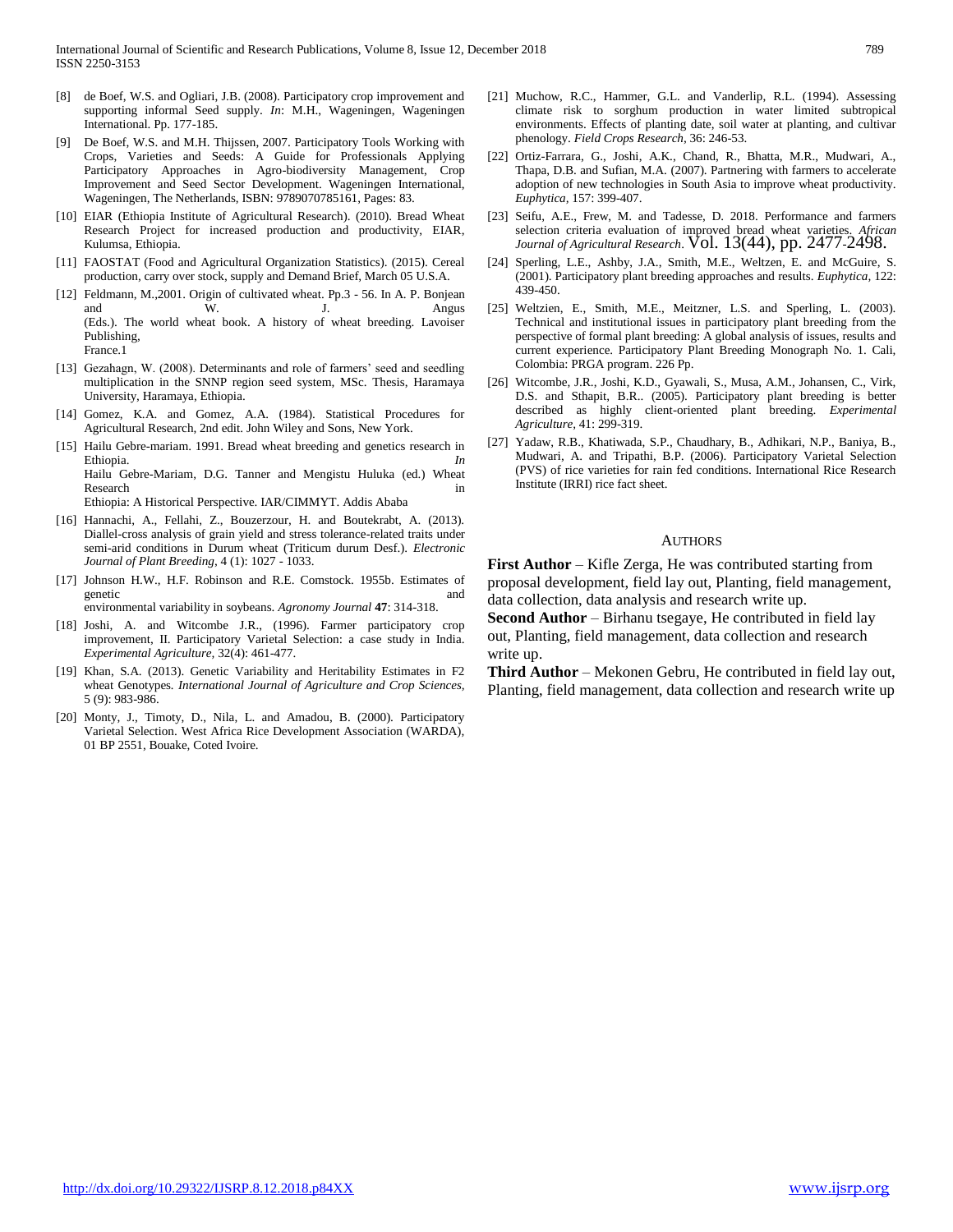[8] de Boef, W.S. and Ogliari, J.B. (2008). Participatory crop improvement and supporting informal Seed supply. *In*: M.H., Wageningen, Wageningen International. Pp. 177-185.

[9] De Boef, W.S. and M.H. Thijssen, 2007. Participatory Tools Working with Crops, Varieties and Seeds: A Guide for Professionals Applying Participatory Approaches in Agro-biodiversity Management, Crop Improvement and Seed Sector Development. Wageningen International, Wageningen, The Netherlands, ISBN: 9789070785161, Pages: 83.

[10] EIAR (Ethiopia Institute of Agricultural Research). (2010). Bread Wheat Research Project for increased production and productivity, EIAR, Kulumsa, Ethiopia.

[11] FAOSTAT (Food and Agricultural Organization Statistics). (2015). Cereal production, carry over stock, supply and Demand Brief, March 05 U.S.A.

[12] Feldmann, M.,2001. Origin of cultivated wheat. Pp.3 - 56. In A. P. Bonjean and W. J. Angus (Eds.). The world wheat book. A history of wheat breeding. Lavoiser Publishing, France.1

[13] Gezahagn, W. (2008). Determinants and role of farmers' seed and seedling multiplication in the SNNP region seed system, MSc. Thesis, Haramaya University, Haramaya, Ethiopia.

[14] Gomez, K.A. and Gomez, A.A. (1984). Statistical Procedures for Agricultural Research, 2nd edit. John Wiley and Sons, New York.

[15] Hailu Gebre-mariam. 1991. Bread wheat breeding and genetics research in Ethiopia. *In* Hailu Gebre-Mariam, D.G. Tanner and Mengistu Huluka (ed.) Wheat Research in Ethiopia: A Historical Perspective. IAR/CIMMYT. Addis Ababa

[16] Hannachi, A., Fellahi, Z., Bouzerzour, H. and Boutekrabt, A. (2013). Diallel-cross analysis of grain yield and stress tolerance-related traits under semi-arid conditions in Durum wheat (Triticum durum Desf.). *Electronic Journal of Plant Breeding*, 4 (1): 1027 - 1033.

[17] Johnson H.W., H.F. Robinson and R.E. Comstock. 1955b. Estimates of genetic and environmental variability in soybeans. *Agronomy Journal* **47**: 314-318.

[18] Joshi, A. and Witcombe J.R., (1996). Farmer participatory crop improvement, II. Participatory Varietal Selection: a case study in India. *Experimental Agriculture*, 32(4): 461-477.

[19] Khan, S.A. (2013). Genetic Variability and Heritability Estimates in F2 wheat Genotypes. *International Journal of Agriculture and Crop Sciences*, 5 (9): 983-986.

[20] Monty, J., Timoty, D., Nila, L. and Amadou, B. (2000). Participatory Varietal Selection. West Africa Rice Development Association (WARDA), 01 BP 2551, Bouake, Coted Ivoire.

[21] Muchow, R.C., Hammer, G.L. and Vanderlip, R.L. (1994). Assessing climate risk to sorghum production in water limited subtropical environments. Effects of planting date, soil water at planting, and cultivar phenology. *Field Crops Research*, 36: 246-53.

[22] Ortiz-Farrara, G., Joshi, A.K., Chand, R., Bhatta, M.R., Mudwari, A., Thapa, D.B. and Sufian, M.A. (2007). Partnering with farmers to accelerate adoption of new technologies in South Asia to improve wheat productivity. *Euphytica*, 157: 399-407.

[23] Seifu, A.E., Frew, M. and Tadesse, D. 2018. Performance and farmers selection criteria evaluation of improved bread wheat varieties. *African Journal of Agricultural Research*. Vol. 13(44), pp. 2477-2498.

[24] Sperling, L.E., Ashby, J.A., Smith, M.E., Weltzen, E. and McGuire, S. (2001). Participatory plant breeding approaches and results. *Euphytica*, 122: 439-450.

[25] Weltzien, E., Smith, M.E., Meitzner, L.S. and Sperling, L. (2003). Technical and institutional issues in participatory plant breeding from the perspective of formal plant breeding: A global analysis of issues, results and current experience. Participatory Plant Breeding Monograph No. 1. Cali, Colombia: PRGA program. 226 Pp.

[26] Witcombe, J.R., Joshi, K.D., Gyawali, S., Musa, A.M., Johansen, C., Virk, D.S. and Sthapit, B.R.. (2005). Participatory plant breeding is better described as highly client-oriented plant breeding. *Experimental Agriculture*, 41: 299-319.

[27] Yadaw, R.B., Khatiwada, S.P., Chaudhary, B., Adhikari, N.P., Baniya, B., Mudwari, A. and Tripathi, B.P. (2006). Participatory Varietal Selection (PVS) of rice varieties for rain fed conditions. International Rice Research Institute (IRRI) rice fact sheet.

## Authors

**First Author** – Kifle Zerga, He was contributed starting from proposal development, field lay out, Planting, field management, data collection, data analysis and research write up.

**Second Author** – Birhanu tsegaye, He contributed in field lay out, Planting, field management, data collection and research write up.

**Third Author** – Mekonen Gebru, He contributed in field lay out, Planting, field management, data collection and research write up